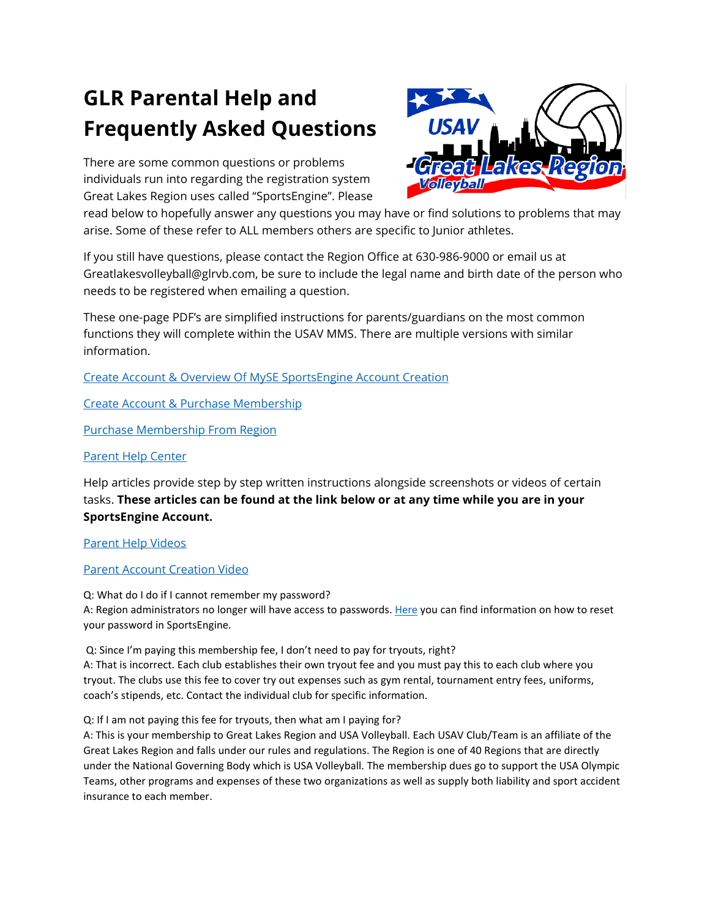# GLR Parental Help and Frequently Asked Questions

There are some common questions or problems individuals run into regarding the registration system Great Lakes Region uses called "SportsEngine". Please read below to hopefully answer any questions you may have or find solutions to problems that may arise. Some of these refer to ALL members others are specific to Junior athletes.

If you still have questions, please contact the Region Office at 630-986-9000 or email us at Greatlakesvolleyball@glrvb.com, be sure to include the legal name and birth date of the person who needs to be registered when emailing a question.

These one-page PDF's are simplified instructions for parents/guardians on the most common functions they will complete within the USAV MMS. There are multiple versions with similar information.

Create Account & Overview Of MySE SportsEngine Account Creation

Create Account & Purchase Membership

Purchase Membership From Region

Parent Help Center

Help articles provide step by step written instructions alongside screenshots or videos of certain tasks. **These articles can be found at the link below or at any time while you are in your SportsEngine Account.**

Parent Help Videos

Parent Account Creation Video

Q: What do I do if I cannot remember my password?
A: Region administrators no longer will have access to passwords. Here you can find information on how to reset your password in SportsEngine.

Q: Since I'm paying this membership fee, I don't need to pay for tryouts, right?
A: That is incorrect. Each club establishes their own tryout fee and you must pay this to each club where you tryout. The clubs use this fee to cover try out expenses such as gym rental, tournament entry fees, uniforms, coach's stipends, etc. Contact the individual club for specific information.

Q: If I am not paying this fee for tryouts, then what am I paying for?
A: This is your membership to Great Lakes Region and USA Volleyball. Each USAV Club/Team is an affiliate of the Great Lakes Region and falls under our rules and regulations. The Region is one of 40 Regions that are directly under the National Governing Body which is USA Volleyball. The membership dues go to support the USA Olympic Teams, other programs and expenses of these two organizations as well as supply both liability and sport accident insurance to each member.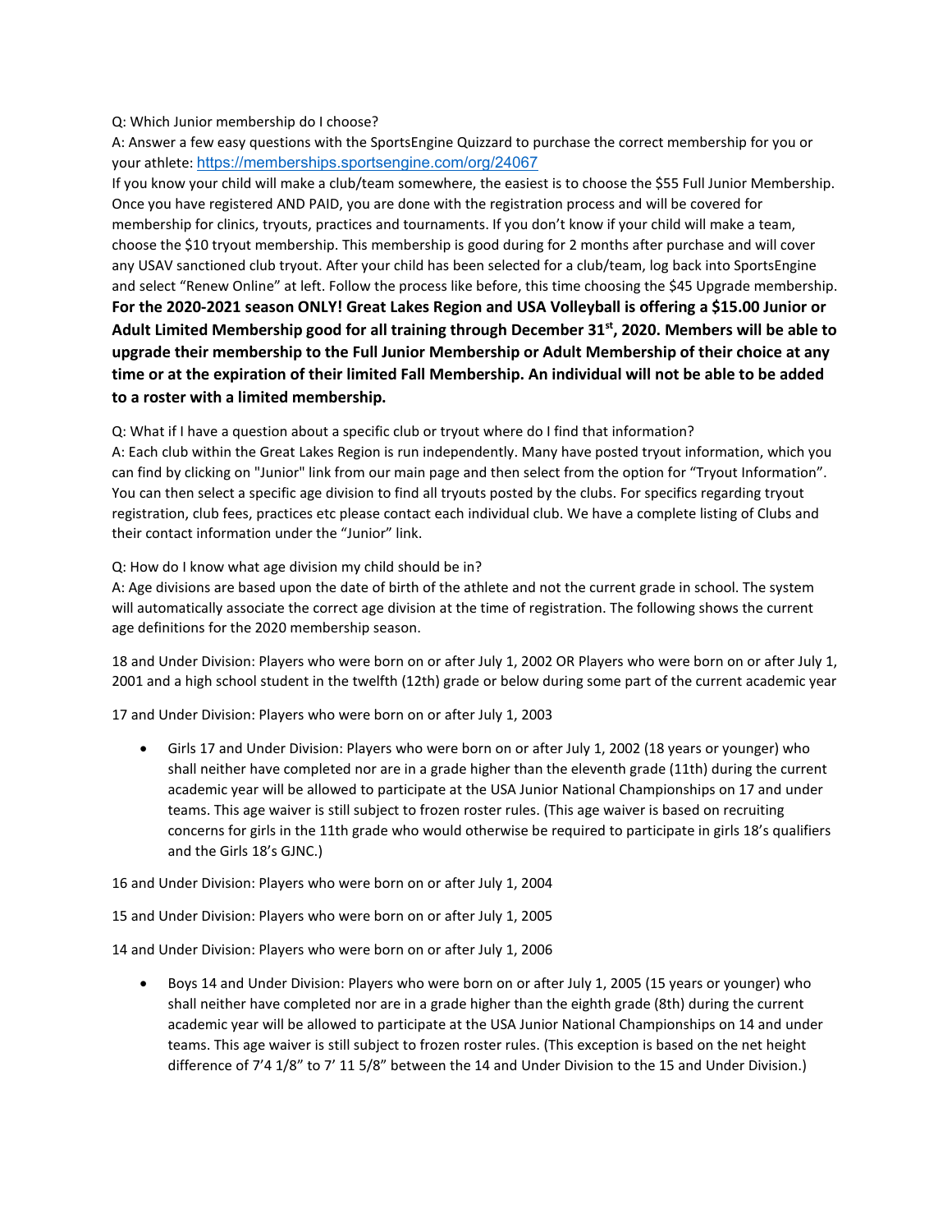Q: Which Junior membership do I choose?

A: Answer a few easy questions with the SportsEngine Quizzard to purchase the correct membership for you or your athlete: https://memberships.sportsengine.com/org/24067

If you know your child will make a club/team somewhere, the easiest is to choose the $55 Full Junior Membership. Once you have registered AND PAID, you are done with the registration process and will be covered for membership for clinics, tryouts, practices and tournaments. If you don't know if your child will make a team, choose the $10 tryout membership. This membership is good during for 2 months after purchase and will cover any USAV sanctioned club tryout. After your child has been selected for a club/team, log back into SportsEngine and select "Renew Online" at left. Follow the process like before, this time choosing the $45 Upgrade membership.

**For the 2020-2021 season ONLY! Great Lakes Region and USA Volleyball is offering a $15.00 Junior or Adult Limited Membership good for all training through December 31st, 2020. Members will be able to upgrade their membership to the Full Junior Membership or Adult Membership of their choice at any time or at the expiration of their limited Fall Membership. An individual will not be able to be added to a roster with a limited membership.**

Q: What if I have a question about a specific club or tryout where do I find that information?

A: Each club within the Great Lakes Region is run independently. Many have posted tryout information, which you can find by clicking on "Junior" link from our main page and then select from the option for "Tryout Information". You can then select a specific age division to find all tryouts posted by the clubs. For specifics regarding tryout registration, club fees, practices etc please contact each individual club. We have a complete listing of Clubs and their contact information under the "Junior" link.

Q: How do I know what age division my child should be in?

A: Age divisions are based upon the date of birth of the athlete and not the current grade in school. The system will automatically associate the correct age division at the time of registration. The following shows the current age definitions for the 2020 membership season.

18 and Under Division: Players who were born on or after July 1, 2002 OR Players who were born on or after July 1, 2001 and a high school student in the twelfth (12th) grade or below during some part of the current academic year

17 and Under Division: Players who were born on or after July 1, 2003

- Girls 17 and Under Division: Players who were born on or after July 1, 2002 (18 years or younger) who shall neither have completed nor are in a grade higher than the eleventh grade (11th) during the current academic year will be allowed to participate at the USA Junior National Championships on 17 and under teams. This age waiver is still subject to frozen roster rules. (This age waiver is based on recruiting concerns for girls in the 11th grade who would otherwise be required to participate in girls 18's qualifiers and the Girls 18's GJNC.)

16 and Under Division: Players who were born on or after July 1, 2004

15 and Under Division: Players who were born on or after July 1, 2005

14 and Under Division: Players who were born on or after July 1, 2006

- Boys 14 and Under Division: Players who were born on or after July 1, 2005 (15 years or younger) who shall neither have completed nor are in a grade higher than the eighth grade (8th) during the current academic year will be allowed to participate at the USA Junior National Championships on 14 and under teams. This age waiver is still subject to frozen roster rules. (This exception is based on the net height difference of 7'4 1/8" to 7' 11 5/8" between the 14 and Under Division to the 15 and Under Division.)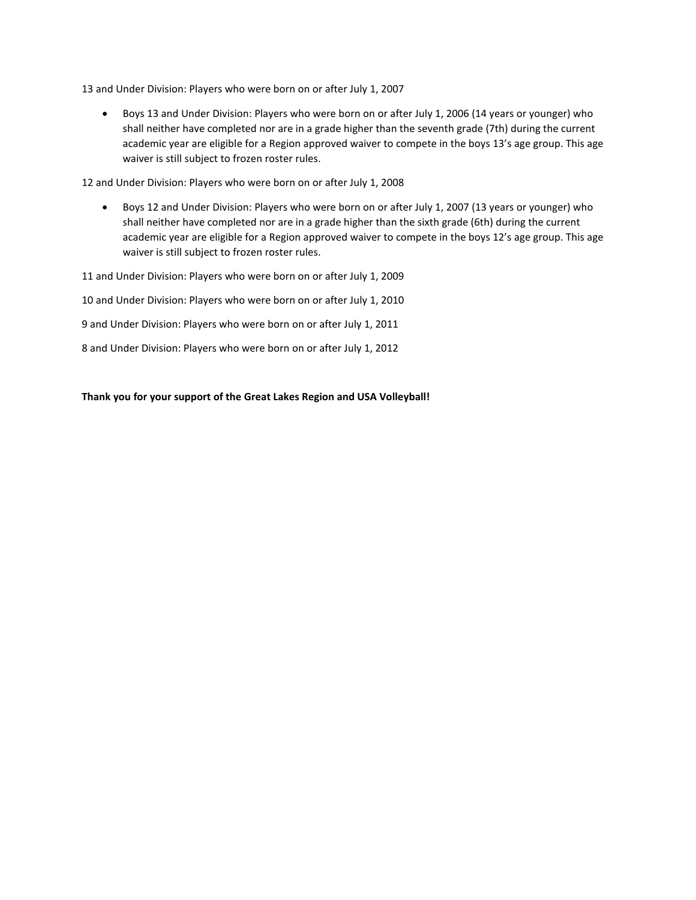13 and Under Division: Players who were born on or after July 1, 2007

- Boys 13 and Under Division: Players who were born on or after July 1, 2006 (14 years or younger) who shall neither have completed nor are in a grade higher than the seventh grade (7th) during the current academic year are eligible for a Region approved waiver to compete in the boys 13's age group. This age waiver is still subject to frozen roster rules.

12 and Under Division: Players who were born on or after July 1, 2008

- Boys 12 and Under Division: Players who were born on or after July 1, 2007 (13 years or younger) who shall neither have completed nor are in a grade higher than the sixth grade (6th) during the current academic year are eligible for a Region approved waiver to compete in the boys 12's age group. This age waiver is still subject to frozen roster rules.

11 and Under Division: Players who were born on or after July 1, 2009

10 and Under Division: Players who were born on or after July 1, 2010

9 and Under Division: Players who were born on or after July 1, 2011

8 and Under Division: Players who were born on or after July 1, 2012

**Thank you for your support of the Great Lakes Region and USA Volleyball!**